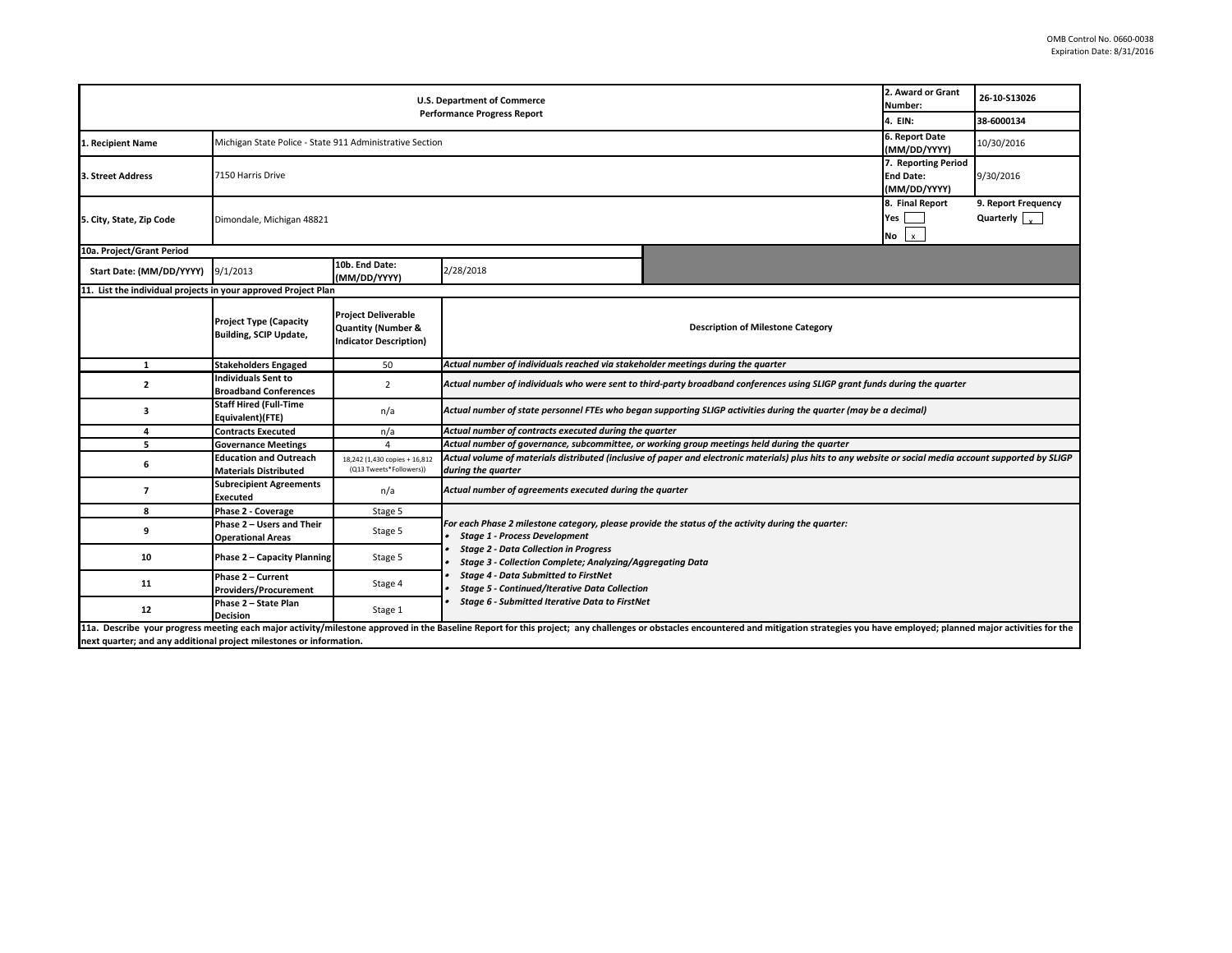OMB Control No. 0660-0038
Expiration Date: 8/31/2016

| U.S. Department of Commerce Performance Progress Report | | | 2. Award or Grant Number: | 26-10-S13026 |
|---|---|---|---|---|
| | | | 4. EIN: | 38-6000134 |
| 1. Recipient Name | Michigan State Police - State 911 Administrative Section | | 6. Report Date (MM/DD/YYYY) | 10/30/2016 |
| 3. Street Address | 7150 Harris Drive | | 7. Reporting Period End Date: (MM/DD/YYYY) | 9/30/2016 |
| 5. City, State, Zip Code | Dimondale, Michigan 48821 | | 8. Final Report Yes [ ] No [x] | 9. Report Frequency Quarterly [x] |

| 10a. Project/Grant Period | | | |
|---|---|---|---|
| Start Date: (MM/DD/YYYY) | 9/1/2013 | 10b. End Date: (MM/DD/YYYY) | 2/28/2018 |

**11. List the individual projects in your approved Project Plan**

| | Project Type (Capacity Building, SCIP Update, | Project Deliverable Quantity (Number & Indicator Description) | Description of Milestone Category |
|---|---|---|---|
| 1 | Stakeholders Engaged | 50 | *Actual number of individuals reached via stakeholder meetings during the quarter* |
| 2 | Individuals Sent to Broadband Conferences | 2 | *Actual number of individuals who were sent to third-party broadband conferences using SLIGP grant funds during the quarter* |
| 3 | Staff Hired (Full-Time Equivalent)(FTE) | n/a | *Actual number of state personnel FTEs who began supporting SLIGP activities during the quarter (may be a decimal)* |
| 4 | Contracts Executed | n/a | *Actual number of contracts executed during the quarter* |
| 5 | Governance Meetings | 4 | *Actual number of governance, subcommittee, or working group meetings held during the quarter* |
| 6 | Education and Outreach Materials Distributed | 18,242 (1,430 copies + 16,812 (Q13 Tweets*Followers)) | *Actual volume of materials distributed (inclusive of paper and electronic materials) plus hits to any website or social media account supported by SLIGP during the quarter* |
| 7 | Subrecipient Agreements Executed | n/a | *Actual number of agreements executed during the quarter* |
| 8 | Phase 2 - Coverage | Stage 5 | *For each Phase 2 milestone category, please provide the status of the activity during the quarter:* <br>• *Stage 1 - Process Development* <br>• *Stage 2 - Data Collection in Progress* <br>• *Stage 3 - Collection Complete; Analyzing/Aggregating Data* <br>• *Stage 4 - Data Submitted to FirstNet* <br>• *Stage 5 - Continued/Iterative Data Collection* <br>• *Stage 6 - Submitted Iterative Data to FirstNet* |
| 9 | Phase 2 – Users and Their Operational Areas | Stage 5 | |
| 10 | Phase 2 – Capacity Planning | Stage 5 | |
| 11 | Phase 2 – Current Providers/Procurement | Stage 4 | |
| 12 | Phase 2 – State Plan Decision | Stage 1 | |

**11a. Describe your progress meeting each major activity/milestone approved in the Baseline Report for this project; any challenges or obstacles encountered and mitigation strategies you have employed; planned major activities for the next quarter; and any additional project milestones or information.**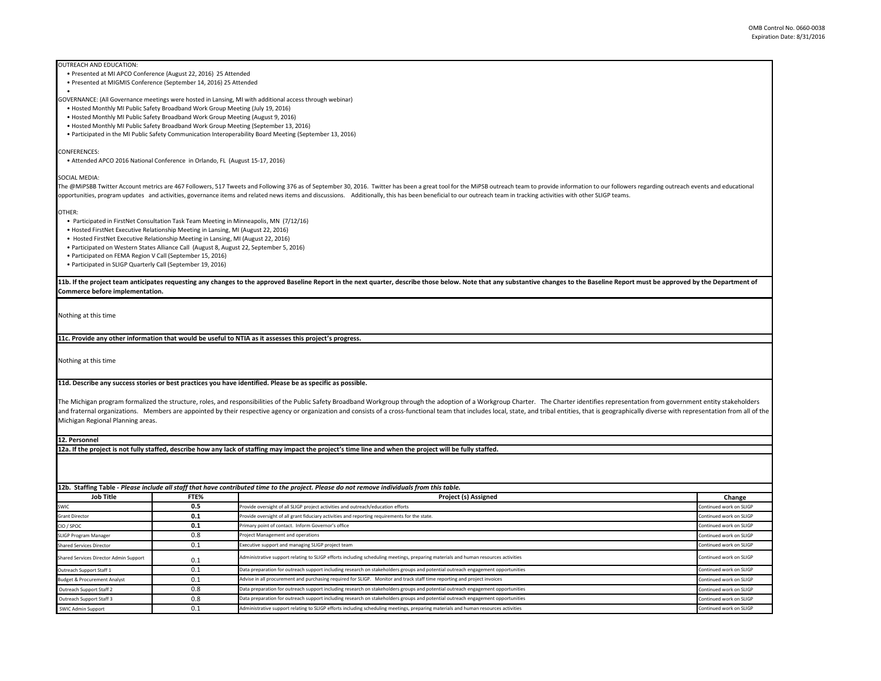OUTREACH AND EDUCATION:

- Presented at MI APCO Conference (August 22, 2016) 25 Attended
- Presented at MIGMIS Conference (September 14, 2016) 25 Attended
- 

GOVERNANCE: (All Governance meetings were hosted in Lansing, MI with additional access through webinar)

- Hosted Monthly MI Public Safety Broadband Work Group Meeting (July 19, 2016)
- Hosted Monthly MI Public Safety Broadband Work Group Meeting (August 9, 2016)
- Hosted Monthly MI Public Safety Broadband Work Group Meeting (September 13, 2016)
- Participated in the MI Public Safety Communication Interoperability Board Meeting (September 13, 2016)

CONFERENCES:

- Attended APCO 2016 National Conference in Orlando, FL (August 15-17, 2016)

SOCIAL MEDIA:

The @MiPSBB Twitter Account metrics are 467 Followers, 517 Tweets and Following 376 as of September 30, 2016. Twitter has been a great tool for the MiPSB outreach team to provide information to our followers regarding outreach events and educational opportunities, program updates and activities, governance items and related news items and discussions. Additionally, this has been beneficial to our outreach team in tracking activities with other SLIGP teams.

OTHER:

- Participated in FirstNet Consultation Task Team Meeting in Minneapolis, MN (7/12/16)
- Hosted FirstNet Executive Relationship Meeting in Lansing, MI (August 22, 2016)
- Hosted FirstNet Executive Relationship Meeting in Lansing, MI (August 22, 2016)
- Participated on Western States Alliance Call (August 8, August 22, September 5, 2016)
- Participated on FEMA Region V Call (September 15, 2016)
- Participated in SLIGP Quarterly Call (September 19, 2016)

**11b. If the project team anticipates requesting any changes to the approved Baseline Report in the next quarter, describe those below. Note that any substantive changes to the Baseline Report must be approved by the Department of Commerce before implementation.**

Nothing at this time

**11c. Provide any other information that would be useful to NTIA as it assesses this project's progress.**

Nothing at this time

**11d. Describe any success stories or best practices you have identified. Please be as specific as possible.**

The Michigan program formalized the structure, roles, and responsibilities of the Public Safety Broadband Workgroup through the adoption of a Workgroup Charter. The Charter identifies representation from government entity stakeholders and fraternal organizations. Members are appointed by their respective agency or organization and consists of a cross-functional team that includes local, state, and tribal entities, that is geographically diverse with representation from all of the Michigan Regional Planning areas.

**12. Personnel**

**12a. If the project is not fully staffed, describe how any lack of staffing may impact the project's time line and when the project will be fully staffed.**

**12b. Staffing Table -** ***Please include all staff that have contributed time to the project. Please do not remove individuals from this table.***

| Job Title | FTE% | Project (s) Assigned | Change |
|---|---|---|---|
| SWIC | 0.5 | Provide oversight of all SLIGP project activities and outreach/education efforts | Continued work on SLIGP |
| Grant Director | 0.1 | Provide oversight of all grant fiduciary activities and reporting requirements for the state. | Continued work on SLIGP |
| CIO / SPOC | 0.1 | Primary point of contact. Inform Governor's office | Continued work on SLIGP |
| SLIGP Program Manager | 0.8 | Project Management and operations | Continued work on SLIGP |
| Shared Services Director | 0.1 | Executive support and managing SLIGP project team | Continued work on SLIGP |
| Shared Services Director Admin Support | 0.1 | Administrative support relating to SLIGP efforts including scheduling meetings, preparing materials and human resources activities | Continued work on SLIGP |
| Outreach Support Staff 1 | 0.1 | Data preparation for outreach support including research on stakeholders groups and potential outreach engagement opportunities | Continued work on SLIGP |
| Budget & Procurement Analyst | 0.1 | Advise in all procurement and purchasing required for SLIGP. Monitor and track staff time reporting and project invoices | Continued work on SLIGP |
| Outreach Support Staff 2 | 0.8 | Data preparation for outreach support including research on stakeholders groups and potential outreach engagement opportunities | Continued work on SLIGP |
| Outreach Support Staff 3 | 0.8 | Data preparation for outreach support including research on stakeholders groups and potential outreach engagement opportunities | Continued work on SLIGP |
| SWIC Admin Support | 0.1 | Administrative support relating to SLIGP efforts including scheduling meetings, preparing materials and human resources activities | Continued work on SLIGP |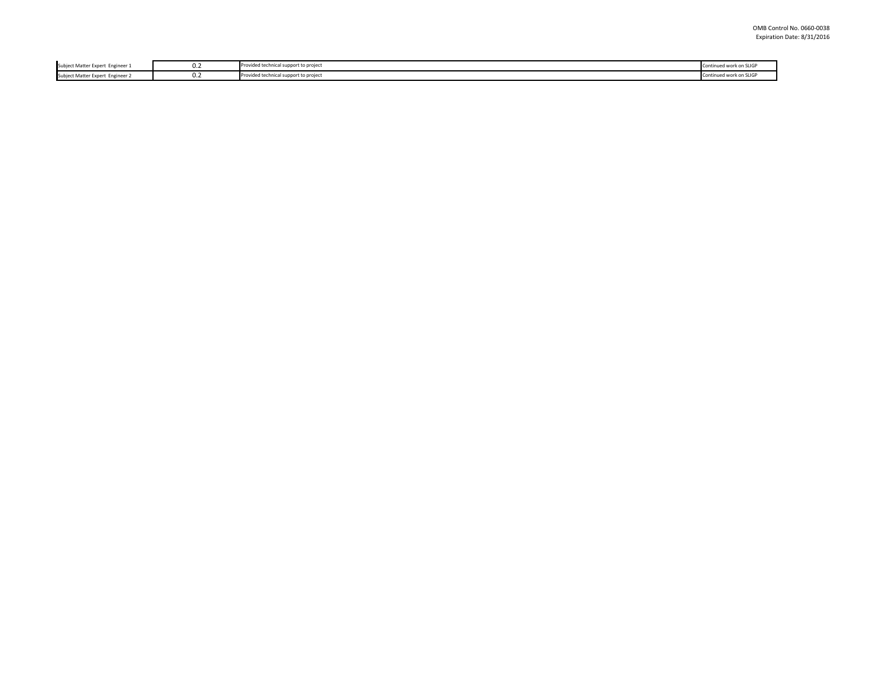| Subject Matter Expert Engineer 1 | 0.2 | Provided technical support to project | Continued work on SLIGP |
|---|---|---|---|
| Subject Matter Expert Engineer 2 | 0.2 | Provided technical support to project | Continued work on SLIGP |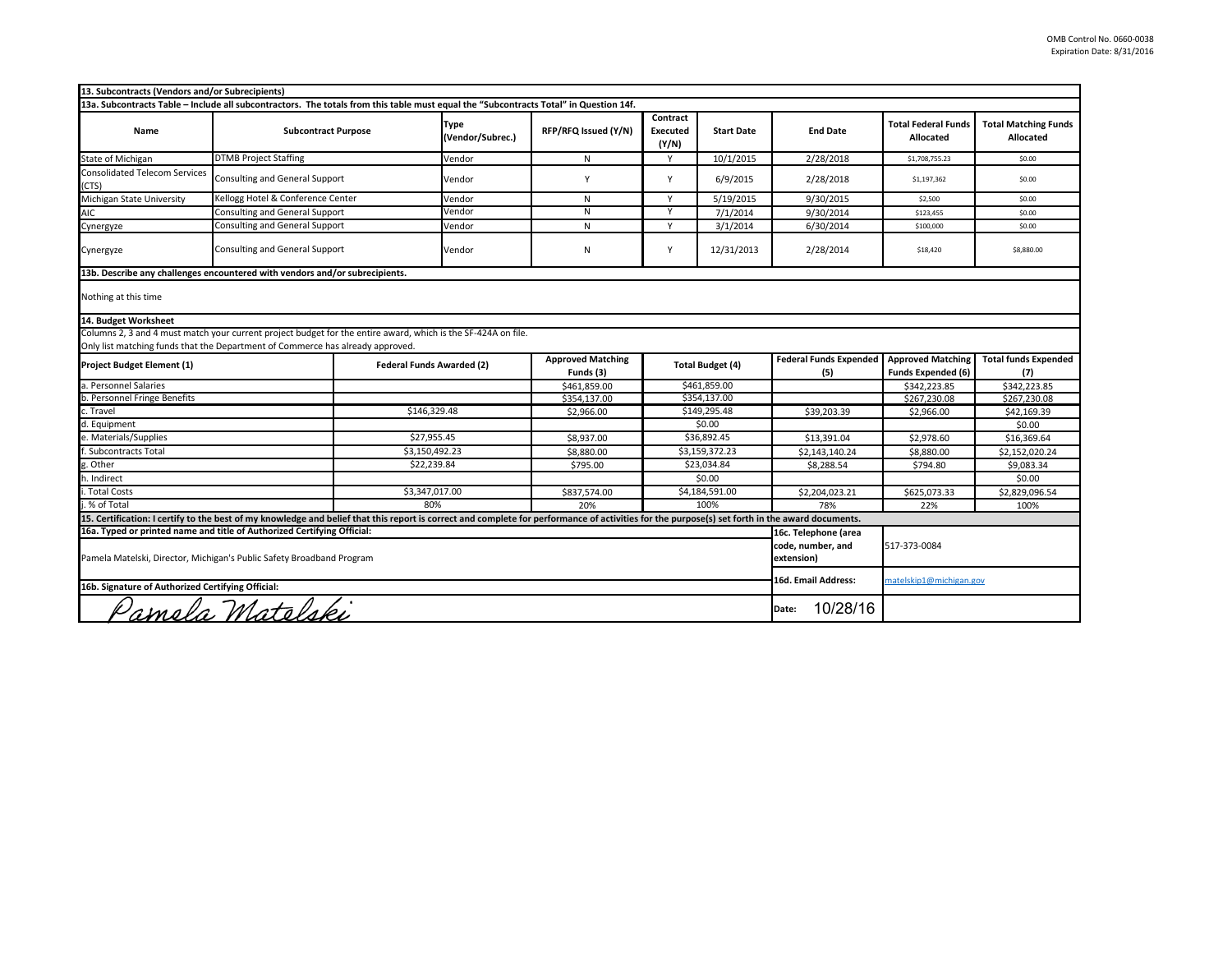OMB Control No. 0660-0038
Expiration Date: 8/31/2016

**13. Subcontracts (Vendors and/or Subrecipients)**

**13a. Subcontracts Table – Include all subcontractors. The totals from this table must equal the "Subcontracts Total" in Question 14f.**

| Name | Subcontract Purpose | Type (Vendor/Subrec.) | RFP/RFQ Issued (Y/N) | Contract Executed (Y/N) | Start Date | End Date | Total Federal Funds Allocated | Total Matching Funds Allocated |
|---|---|---|---|---|---|---|---|---|
| State of Michigan | DTMB Project Staffing | Vendor | N | Y | 10/1/2015 | 2/28/2018 | $1,708,755.23 | $0.00 |
| Consolidated Telecom Services (CTS) | Consulting and General Support | Vendor | Y | Y | 6/9/2015 | 2/28/2018 | $1,197,362 | $0.00 |
| Michigan State University | Kellogg Hotel & Conference Center | Vendor | N | Y | 5/19/2015 | 9/30/2015 | $2,500 | $0.00 |
| AIC | Consulting and General Support | Vendor | N | Y | 7/1/2014 | 9/30/2014 | $123,455 | $0.00 |
| Cynergyze | Consulting and General Support | Vendor | N | Y | 3/1/2014 | 6/30/2014 | $100,000 | $0.00 |
| Cynergyze | Consulting and General Support | Vendor | N | Y | 12/31/2013 | 2/28/2014 | $18,420 | $8,880.00 |

**13b. Describe any challenges encountered with vendors and/or subrecipients.**

Nothing at this time

**14. Budget Worksheet**

Columns 2, 3 and 4 must match your current project budget for the entire award, which is the SF-424A on file.
Only list matching funds that the Department of Commerce has already approved.

| Project Budget Element (1) | Federal Funds Awarded (2) | Approved Matching Funds (3) | Total Budget (4) | Federal Funds Expended (5) | Approved Matching Funds Expended (6) | Total funds Expended (7) |
|---|---|---|---|---|---|---|
| a. Personnel Salaries | | $461,859.00 | $461,859.00 | | $342,223.85 | $342,223.85 |
| b. Personnel Fringe Benefits | | $354,137.00 | $354,137.00 | | $267,230.08 | $267,230.08 |
| c. Travel | $146,329.48 | $2,966.00 | $149,295.48 | $39,203.39 | $2,966.00 | $42,169.39 |
| d. Equipment | | | $0.00 | | | $0.00 |
| e. Materials/Supplies | $27,955.45 | $8,937.00 | $36,892.45 | $13,391.04 | $2,978.60 | $16,369.64 |
| f. Subcontracts Total | $3,150,492.23 | $8,880.00 | $3,159,372.23 | $2,143,140.24 | $8,880.00 | $2,152,020.24 |
| g. Other | $22,239.84 | $795.00 | $23,034.84 | $8,288.54 | $794.80 | $9,083.34 |
| h. Indirect | | | $0.00 | | | $0.00 |
| i. Total Costs | $3,347,017.00 | $837,574.00 | $4,184,591.00 | $2,204,023.21 | $625,073.33 | $2,829,096.54 |
| j. % of Total | 80% | 20% | 100% | 78% | 22% | 100% |

**15. Certification: I certify to the best of my knowledge and belief that this report is correct and complete for performance of activities for the purpose(s) set forth in the award documents.**

**16a. Typed or printed name and title of Authorized Certifying Official:**

Pamela Matelski, Director, Michigan's Public Safety Broadband Program

**16b. Signature of Authorized Certifying Official:**

Pamela Matelski

**16c. Telephone (area code, number, and extension)** 517-373-0084

**16d. Email Address:** matelskip1@michigan.gov

**Date:** 10/28/16